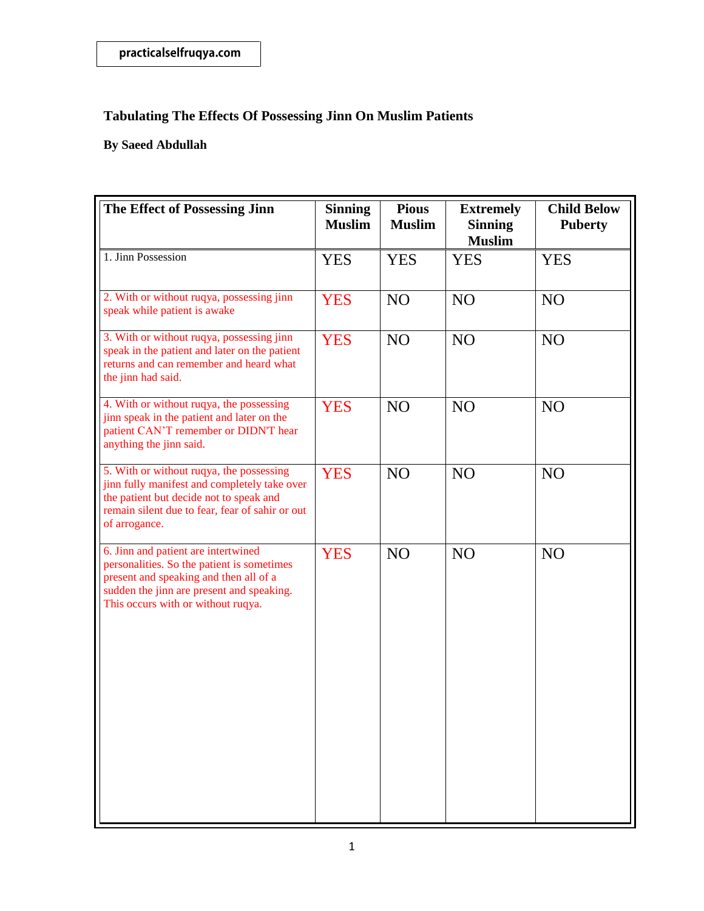practicalselfruqya.com

## Tabulating The Effects Of Possessing Jinn On Muslim Patients

**By Saeed Abdullah**

| The Effect of Possessing Jinn | Sinning Muslim | Pious Muslim | Extremely Sinning Muslim | Child Below Puberty |
|---|---|---|---|---|
| 1. Jinn Possession | YES | YES | YES | YES |
| 2. With or without ruqya, possessing jinn speak while patient is awake | YES | NO | NO | NO |
| 3. With or without ruqya, possessing jinn speak in the patient and later on the patient returns and can remember and heard what the jinn had said. | YES | NO | NO | NO |
| 4. With or without ruqya, the possessing jinn speak in the patient and later on the patient CAN'T remember or DIDN'T hear anything the jinn said. | YES | NO | NO | NO |
| 5. With or without ruqya, the possessing jinn fully manifest and completely take over the patient but decide not to speak and remain silent due to fear, fear of sahir or out of arrogance. | YES | NO | NO | NO |
| 6. Jinn and patient are intertwined personalities. So the patient is sometimes present and speaking and then all of a sudden the jinn are present and speaking. This occurs with or without ruqya. | YES | NO | NO | NO |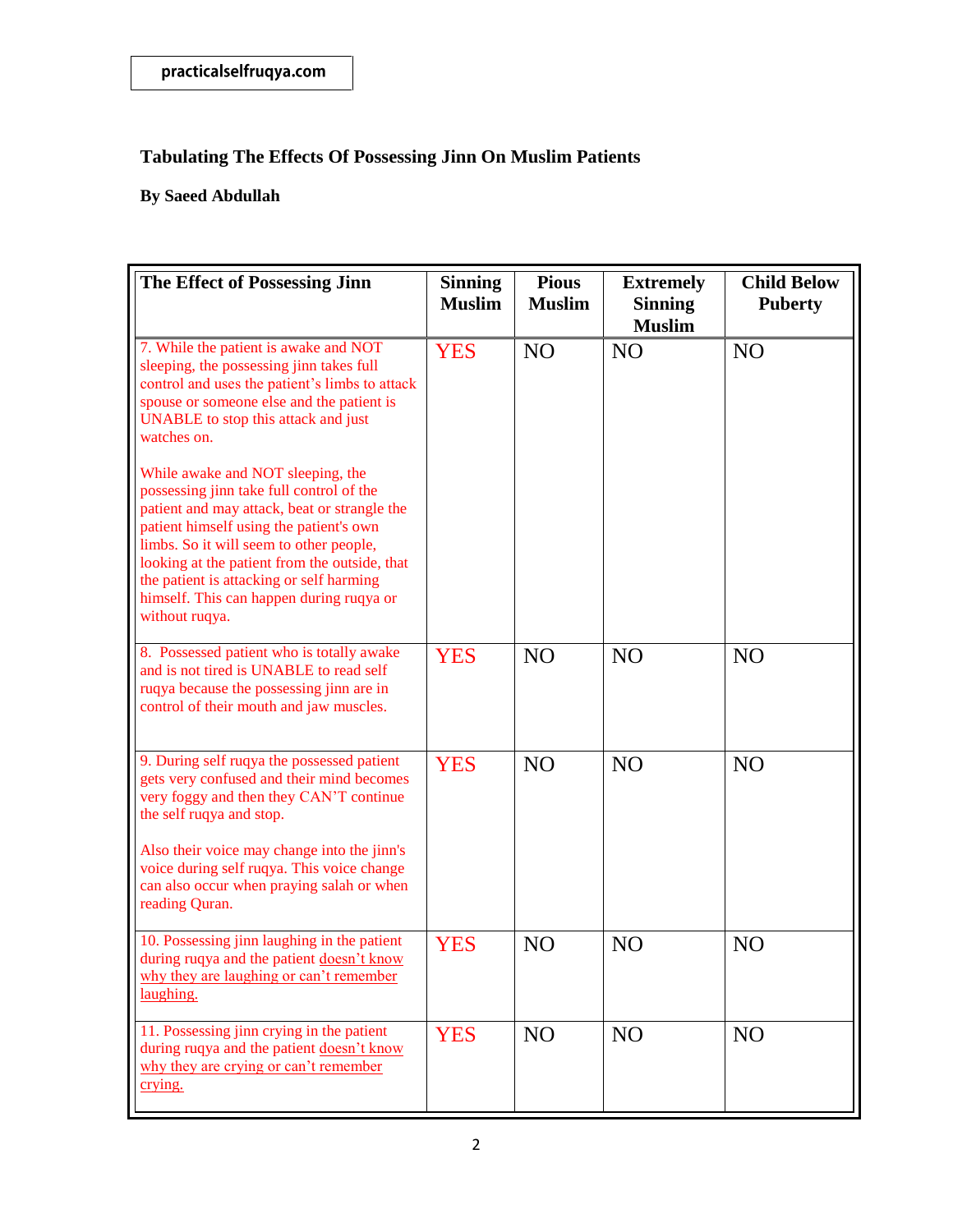practicalselfruqya.com

## Tabulating The Effects Of Possessing Jinn On Muslim Patients

**By Saeed Abdullah**

| The Effect of Possessing Jinn | Sinning Muslim | Pious Muslim | Extremely Sinning Muslim | Child Below Puberty |
|---|---|---|---|---|
| 7. While the patient is awake and NOT sleeping, the possessing jinn takes full control and uses the patient's limbs to attack spouse or someone else and the patient is UNABLE to stop this attack and just watches on.<br><br>While awake and NOT sleeping, the possessing jinn take full control of the patient and may attack, beat or strangle the patient himself using the patient's own limbs. So it will seem to other people, looking at the patient from the outside, that the patient is attacking or self harming himself. This can happen during ruqya or without ruqya. | YES | NO | NO | NO |
| 8. Possessed patient who is totally awake and is not tired is UNABLE to read self ruqya because the possessing jinn are in control of their mouth and jaw muscles. | YES | NO | NO | NO |
| 9. During self ruqya the possessed patient gets very confused and their mind becomes very foggy and then they CAN'T continue the self ruqya and stop.<br><br>Also their voice may change into the jinn's voice during self ruqya. This voice change can also occur when praying salah or when reading Quran. | YES | NO | NO | NO |
| 10. Possessing jinn laughing in the patient during ruqya and the patient doesn't know why they are laughing or can't remember laughing. | YES | NO | NO | NO |
| 11. Possessing jinn crying in the patient during ruqya and the patient doesn't know why they are crying or can't remember crying. | YES | NO | NO | NO |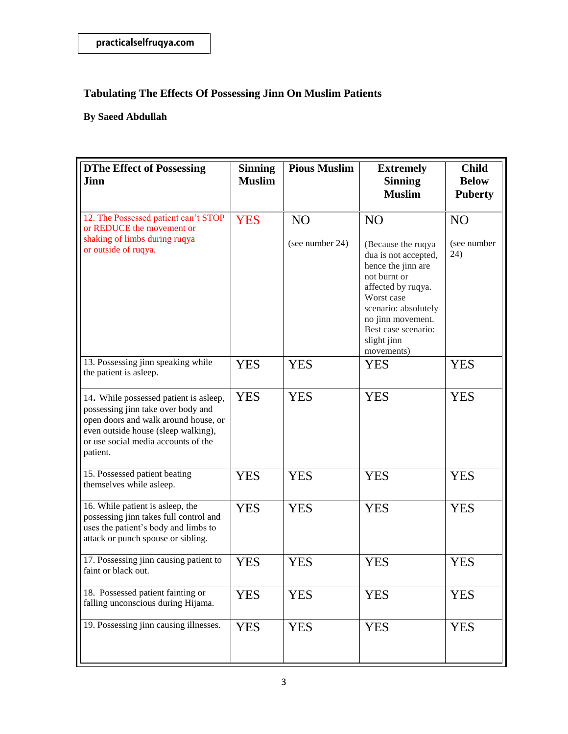practicalselfruqya.com

## Tabulating The Effects Of Possessing Jinn On Muslim Patients

**By Saeed Abdullah**

| DThe Effect of Possessing Jinn | Sinning Muslim | Pious Muslim | Extremely Sinning Muslim | Child Below Puberty |
|---|---|---|---|---|
| 12. The Possessed patient can't STOP or REDUCE the movement or shaking of limbs during ruqya or outside of ruqya. | YES | NO (see number 24) | NO (Because the ruqya dua is not accepted, hence the jinn are not burnt or affected by ruqya. Worst case scenario: absolutely no jinn movement. Best case scenario: slight jinn movements) | NO (see number 24) |
| 13. Possessing jinn speaking while the patient is asleep. | YES | YES | YES | YES |
| 14. While possessed patient is asleep, possessing jinn take over body and open doors and walk around house, or even outside house (sleep walking), or use social media accounts of the patient. | YES | YES | YES | YES |
| 15. Possessed patient beating themselves while asleep. | YES | YES | YES | YES |
| 16. While patient is asleep, the possessing jinn takes full control and uses the patient's body and limbs to attack or punch spouse or sibling. | YES | YES | YES | YES |
| 17. Possessing jinn causing patient to faint or black out. | YES | YES | YES | YES |
| 18. Possessed patient fainting or falling unconscious during Hijama. | YES | YES | YES | YES |
| 19. Possessing jinn causing illnesses. | YES | YES | YES | YES |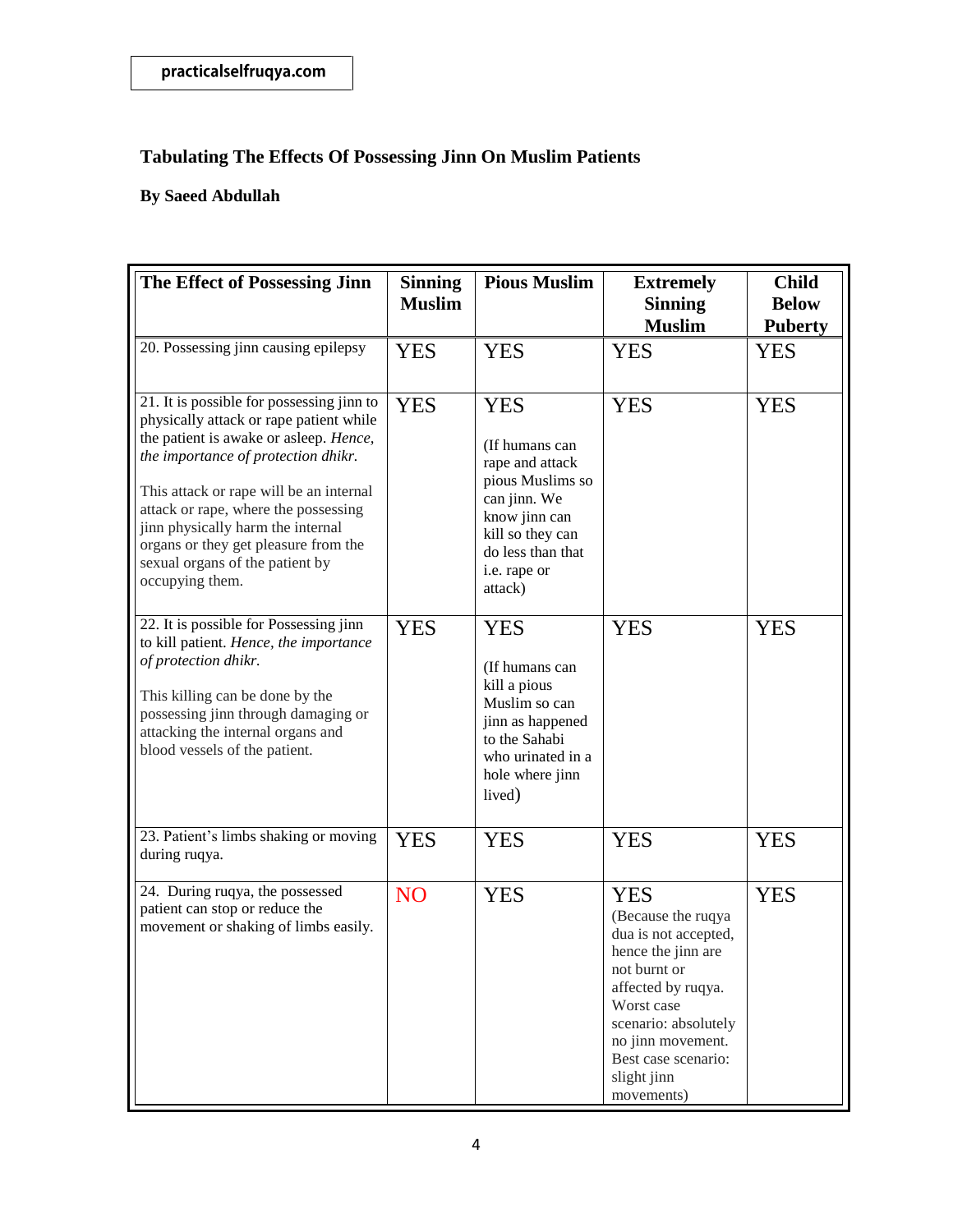# Tabulating The Effects Of Possessing Jinn On Muslim Patients

**By Saeed Abdullah**

| The Effect of Possessing Jinn | Sinning Muslim | Pious Muslim | Extremely Sinning Muslim | Child Below Puberty |
|---|---|---|---|---|
| 20. Possessing jinn causing epilepsy | YES | YES | YES | YES |
| 21. It is possible for possessing jinn to physically attack or rape patient while the patient is awake or asleep. *Hence, the importance of protection dhikr.* This attack or rape will be an internal attack or rape, where the possessing jinn physically harm the internal organs or they get pleasure from the sexual organs of the patient by occupying them. | YES | YES (If humans can rape and attack pious Muslims so can jinn. We know jinn can kill so they can do less than that i.e. rape or attack) | YES | YES |
| 22. It is possible for Possessing jinn to kill patient. *Hence, the importance of protection dhikr.* This killing can be done by the possessing jinn through damaging or attacking the internal organs and blood vessels of the patient. | YES | YES (If humans can kill a pious Muslim so can jinn as happened to the Sahabi who urinated in a hole where jinn lived) | YES | YES |
| 23. Patient's limbs shaking or moving during ruqya. | YES | YES | YES | YES |
| 24. During ruqya, the possessed patient can stop or reduce the movement or shaking of limbs easily. | NO | YES | YES (Because the ruqya dua is not accepted, hence the jinn are not burnt or affected by ruqya. Worst case scenario: absolutely no jinn movement. Best case scenario: slight jinn movements) | YES |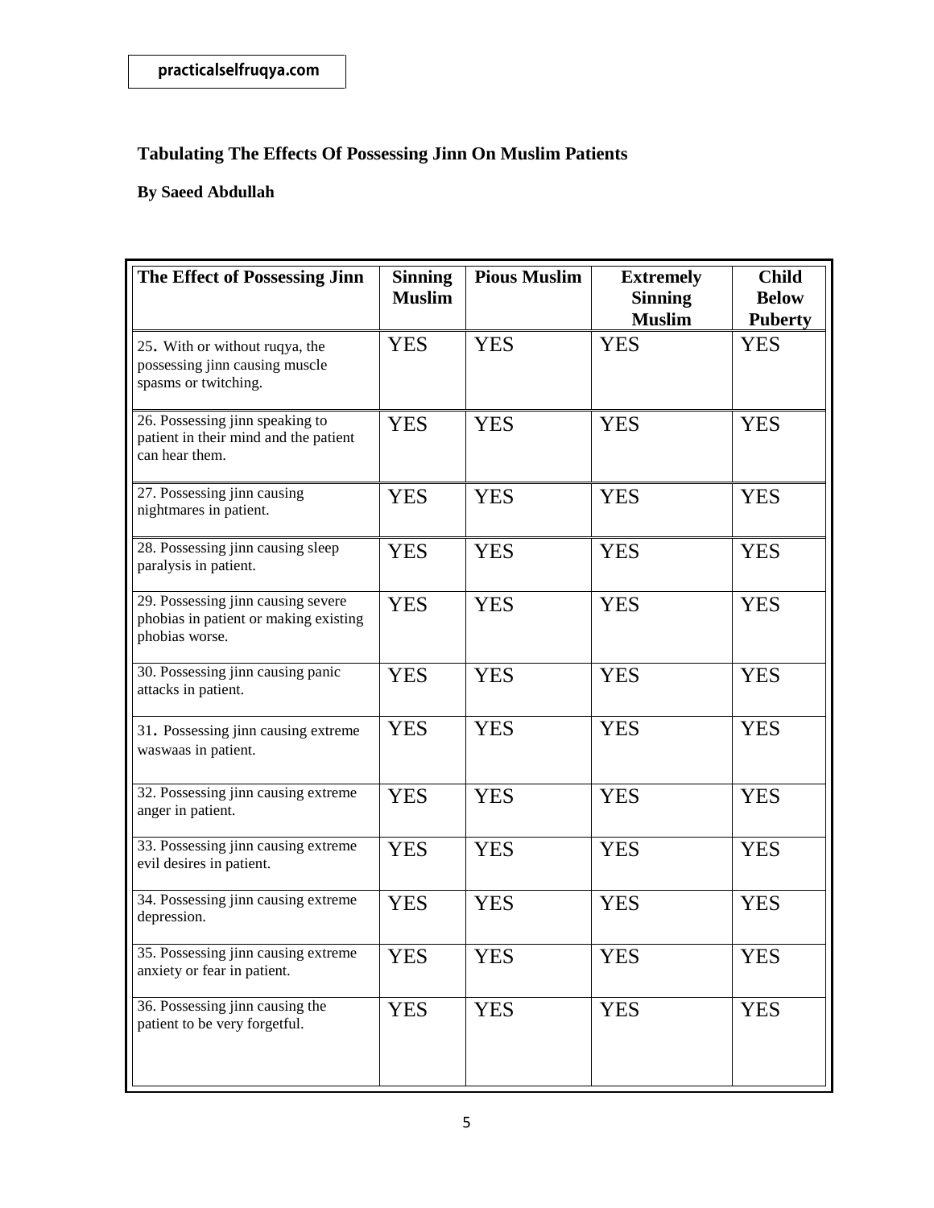practicalselfruqya.com

## Tabulating The Effects Of Possessing Jinn On Muslim Patients

**By Saeed Abdullah**

| The Effect of Possessing Jinn | Sinning Muslim | Pious Muslim | Extremely Sinning Muslim | Child Below Puberty |
|---|---|---|---|---|
| 25. With or without ruqya, the possessing jinn causing muscle spasms or twitching. | YES | YES | YES | YES |
| 26. Possessing jinn speaking to patient in their mind and the patient can hear them. | YES | YES | YES | YES |
| 27. Possessing jinn causing nightmares in patient. | YES | YES | YES | YES |
| 28. Possessing jinn causing sleep paralysis in patient. | YES | YES | YES | YES |
| 29. Possessing jinn causing severe phobias in patient or making existing phobias worse. | YES | YES | YES | YES |
| 30. Possessing jinn causing panic attacks in patient. | YES | YES | YES | YES |
| 31. Possessing jinn causing extreme waswaas in patient. | YES | YES | YES | YES |
| 32. Possessing jinn causing extreme anger in patient. | YES | YES | YES | YES |
| 33. Possessing jinn causing extreme evil desires in patient. | YES | YES | YES | YES |
| 34. Possessing jinn causing extreme depression. | YES | YES | YES | YES |
| 35. Possessing jinn causing extreme anxiety or fear in patient. | YES | YES | YES | YES |
| 36. Possessing jinn causing the patient to be very forgetful. | YES | YES | YES | YES |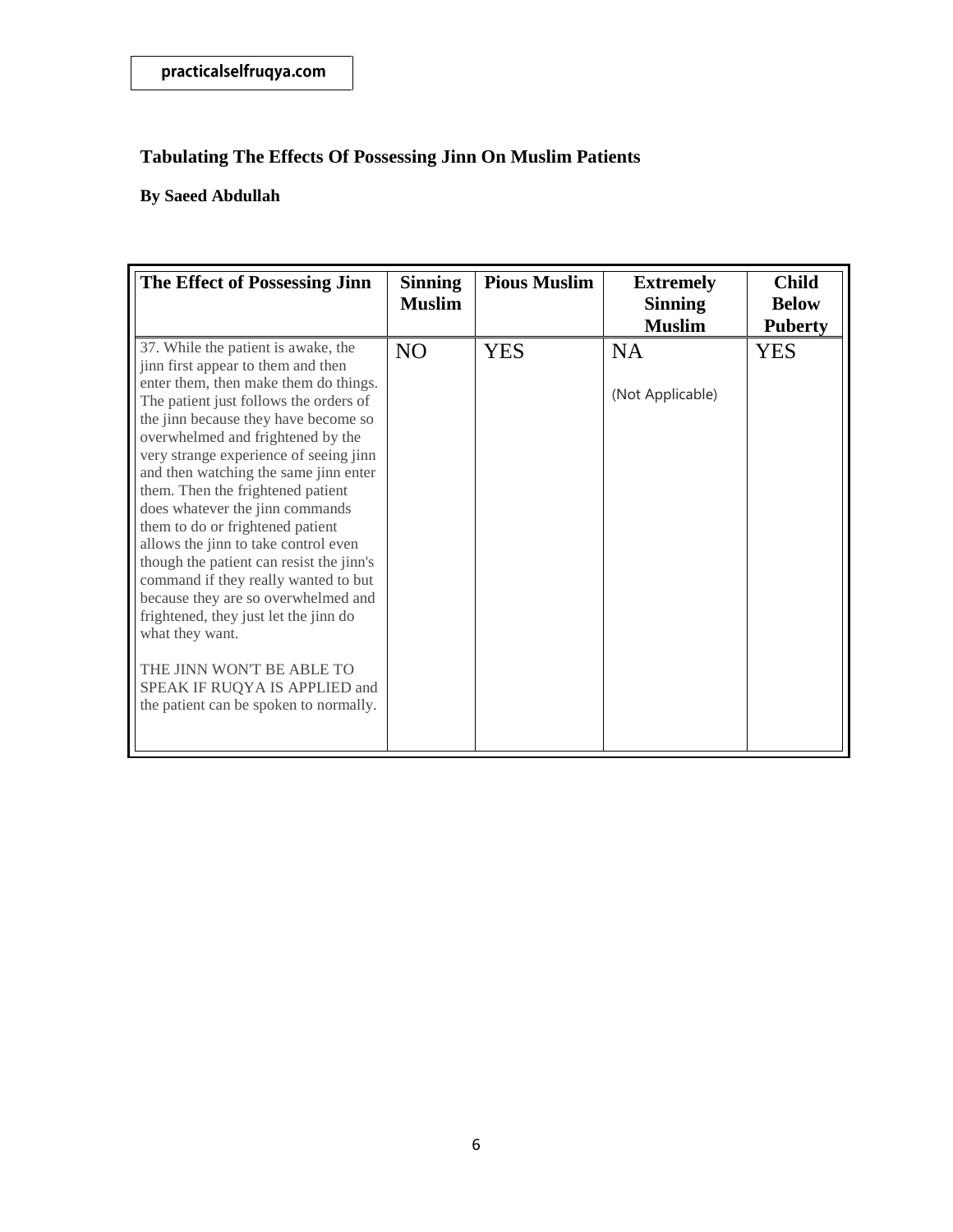practicalselfruqya.com

**Tabulating The Effects Of Possessing Jinn On Muslim Patients**

**By Saeed Abdullah**

| The Effect of Possessing Jinn | Sinning Muslim | Pious Muslim | Extremely Sinning Muslim | Child Below Puberty |
|---|---|---|---|---|
| 37. While the patient is awake, the jinn first appear to them and then enter them, then make them do things. The patient just follows the orders of the jinn because they have become so overwhelmed and frightened by the very strange experience of seeing jinn and then watching the same jinn enter them. Then the frightened patient does whatever the jinn commands them to do or frightened patient allows the jinn to take control even though the patient can resist the jinn's command if they really wanted to but because they are so overwhelmed and frightened, they just let the jinn do what they want.<br><br>THE JINN WON'T BE ABLE TO SPEAK IF RUQYA IS APPLIED and the patient can be spoken to normally. | NO | YES | NA<br><br>(Not Applicable) | YES |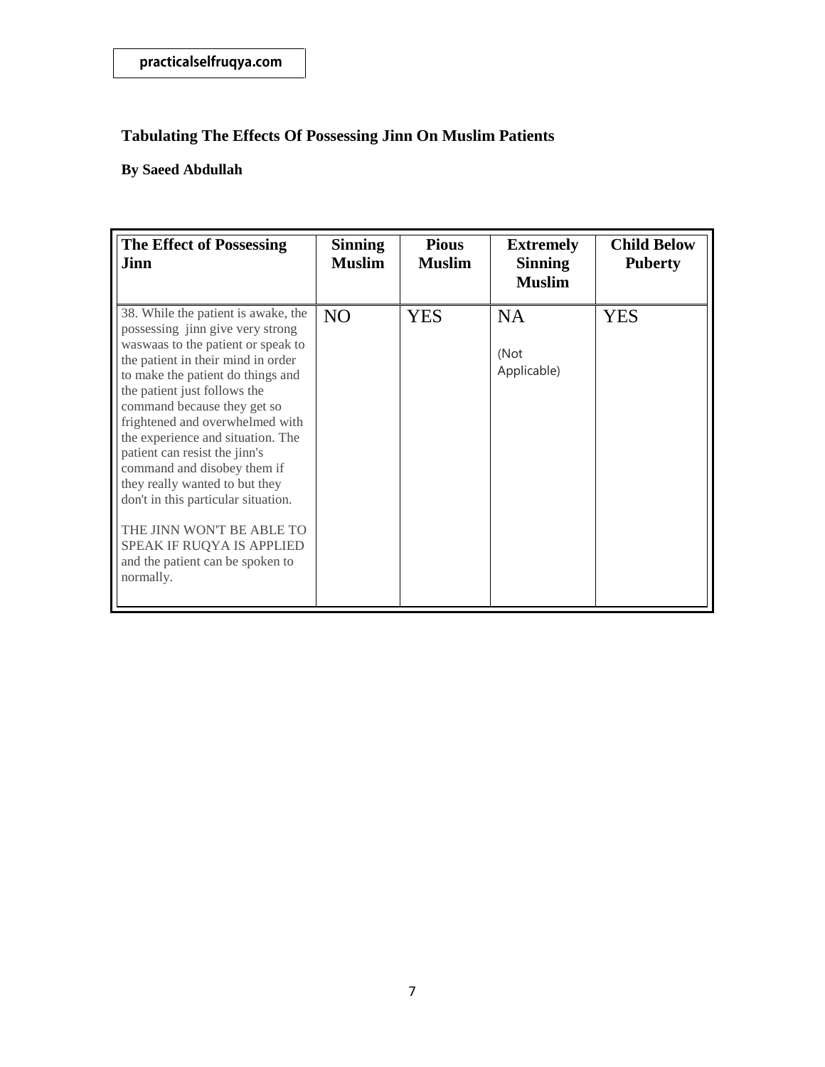practicalselfruqya.com

## Tabulating The Effects Of Possessing Jinn On Muslim Patients

**By Saeed Abdullah**

| The Effect of Possessing Jinn | Sinning Muslim | Pious Muslim | Extremely Sinning Muslim | Child Below Puberty |
|---|---|---|---|---|
| 38. While the patient is awake, the possessing jinn give very strong waswaas to the patient or speak to the patient in their mind in order to make the patient do things and the patient just follows the command because they get so frightened and overwhelmed with the experience and situation. The patient can resist the jinn's command and disobey them if they really wanted to but they don't in this particular situation.<br><br>THE JINN WON'T BE ABLE TO SPEAK IF RUQYA IS APPLIED and the patient can be spoken to normally. | NO | YES | NA<br><br>(Not Applicable) | YES |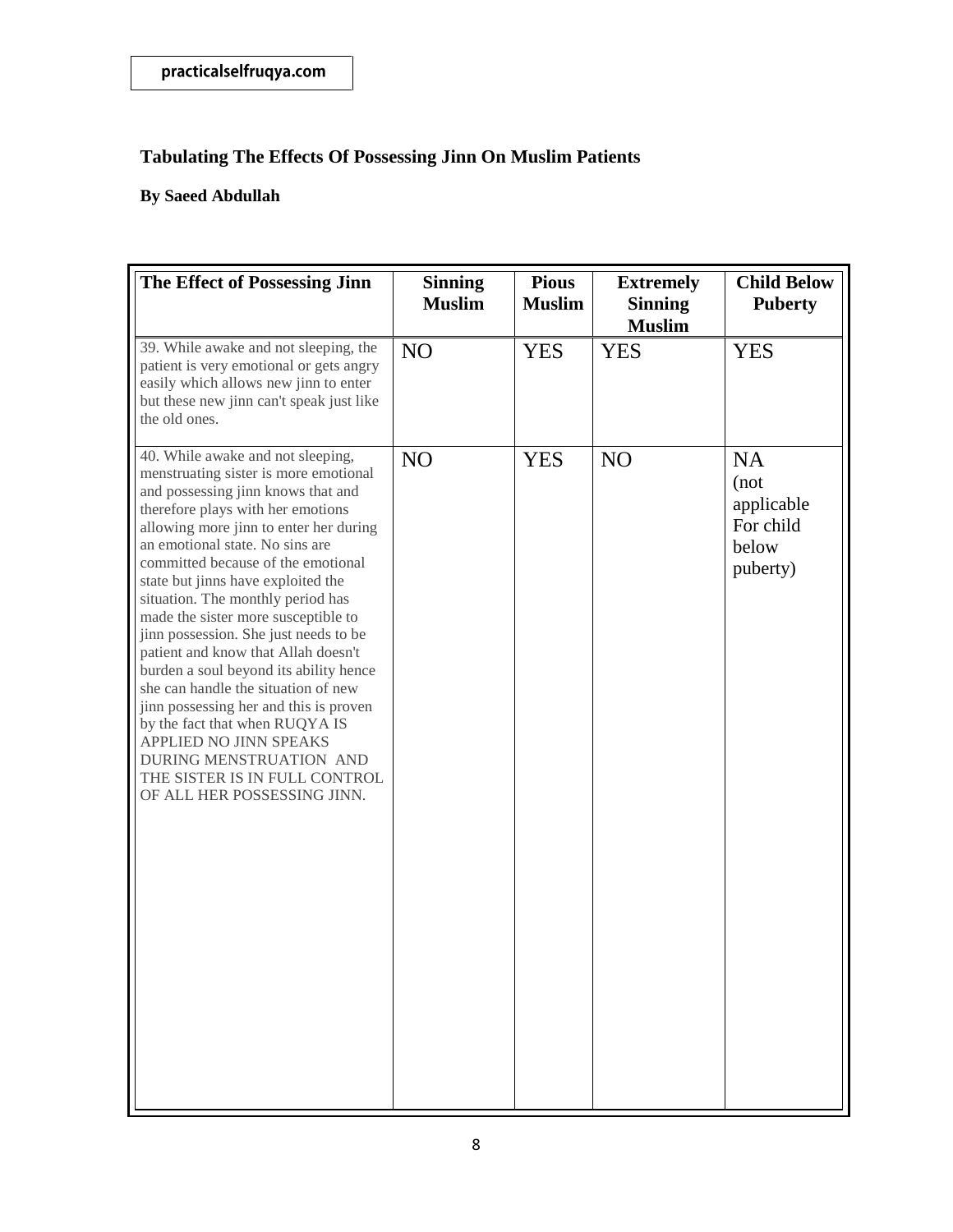practicalselfruqya.com

**Tabulating The Effects Of Possessing Jinn On Muslim Patients**

**By Saeed Abdullah**

| The Effect of Possessing Jinn | Sinning Muslim | Pious Muslim | Extremely Sinning Muslim | Child Below Puberty |
|---|---|---|---|---|
| 39. While awake and not sleeping, the patient is very emotional or gets angry easily which allows new jinn to enter but these new jinn can't speak just like the old ones. | NO | YES | YES | YES |
| 40. While awake and not sleeping, menstruating sister is more emotional and possessing jinn knows that and therefore plays with her emotions allowing more jinn to enter her during an emotional state. No sins are committed because of the emotional state but jinns have exploited the situation. The monthly period has made the sister more susceptible to jinn possession. She just needs to be patient and know that Allah doesn't burden a soul beyond its ability hence she can handle the situation of new jinn possessing her and this is proven by the fact that when RUQYA IS APPLIED NO JINN SPEAKS DURING MENSTRUATION AND THE SISTER IS IN FULL CONTROL OF ALL HER POSSESSING JINN. | NO | YES | NO | NA (not applicable For child below puberty) |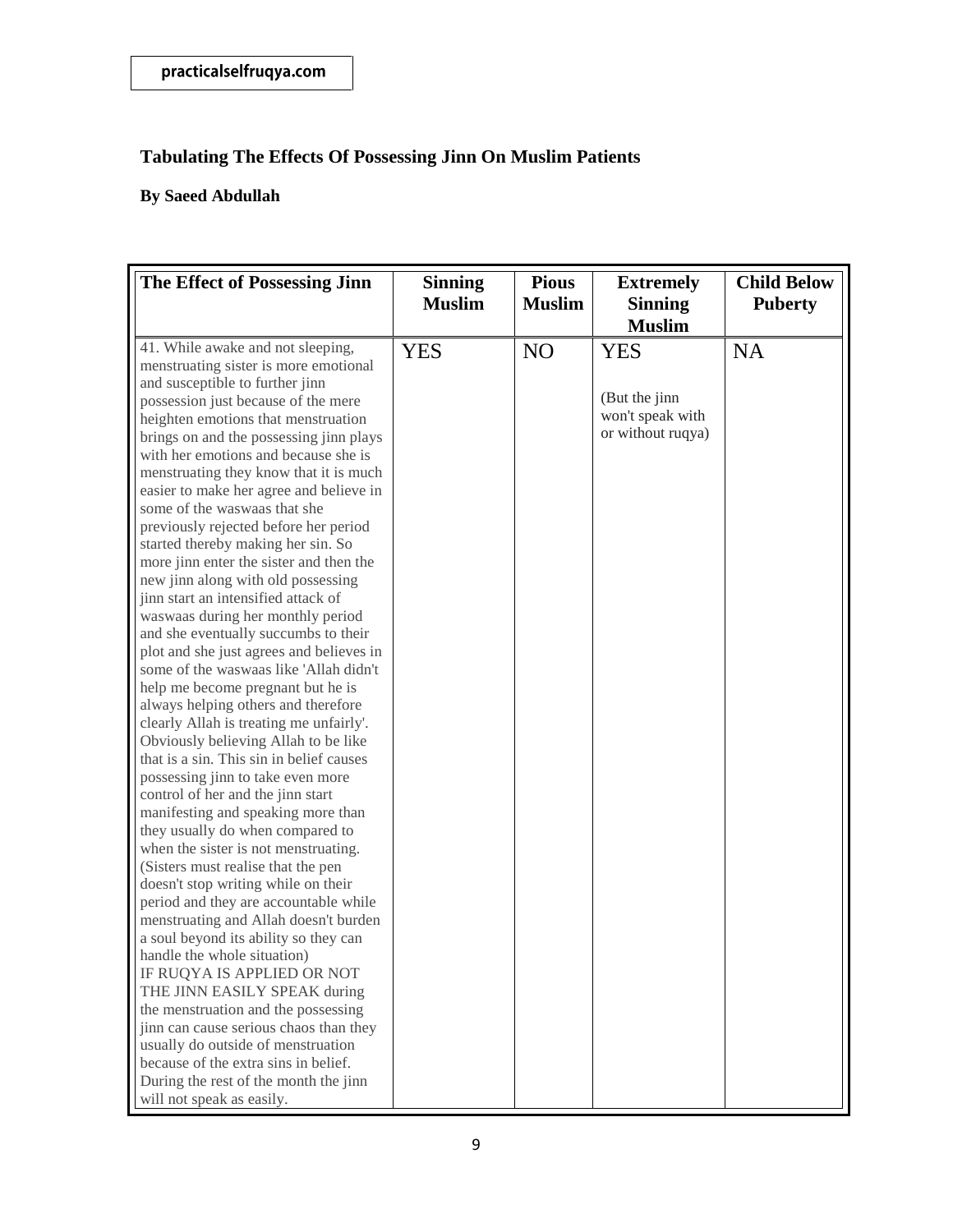practicalselfruqya.com

## Tabulating The Effects Of Possessing Jinn On Muslim Patients

**By Saeed Abdullah**

| The Effect of Possessing Jinn | Sinning Muslim | Pious Muslim | Extremely Sinning Muslim | Child Below Puberty |
|---|---|---|---|---|
| 41. While awake and not sleeping, menstruating sister is more emotional and susceptible to further jinn possession just because of the mere heighten emotions that menstruation brings on and the possessing jinn plays with her emotions and because she is menstruating they know that it is much easier to make her agree and believe in some of the waswaas that she previously rejected before her period started thereby making her sin. So more jinn enter the sister and then the new jinn along with old possessing jinn start an intensified attack of waswaas during her monthly period and she eventually succumbs to their plot and she just agrees and believes in some of the waswaas like 'Allah didn't help me become pregnant but he is always helping others and therefore clearly Allah is treating me unfairly'. Obviously believing Allah to be like that is a sin. This sin in belief causes possessing jinn to take even more control of her and the jinn start manifesting and speaking more than they usually do when compared to when the sister is not menstruating. (Sisters must realise that the pen doesn't stop writing while on their period and they are accountable while menstruating and Allah doesn't burden a soul beyond its ability so they can handle the whole situation) IF RUQYA IS APPLIED OR NOT THE JINN EASILY SPEAK during the menstruation and the possessing jinn can cause serious chaos than they usually do outside of menstruation because of the extra sins in belief. During the rest of the month the jinn will not speak as easily. | YES | NO | YES (But the jinn won't speak with or without ruqya) | NA |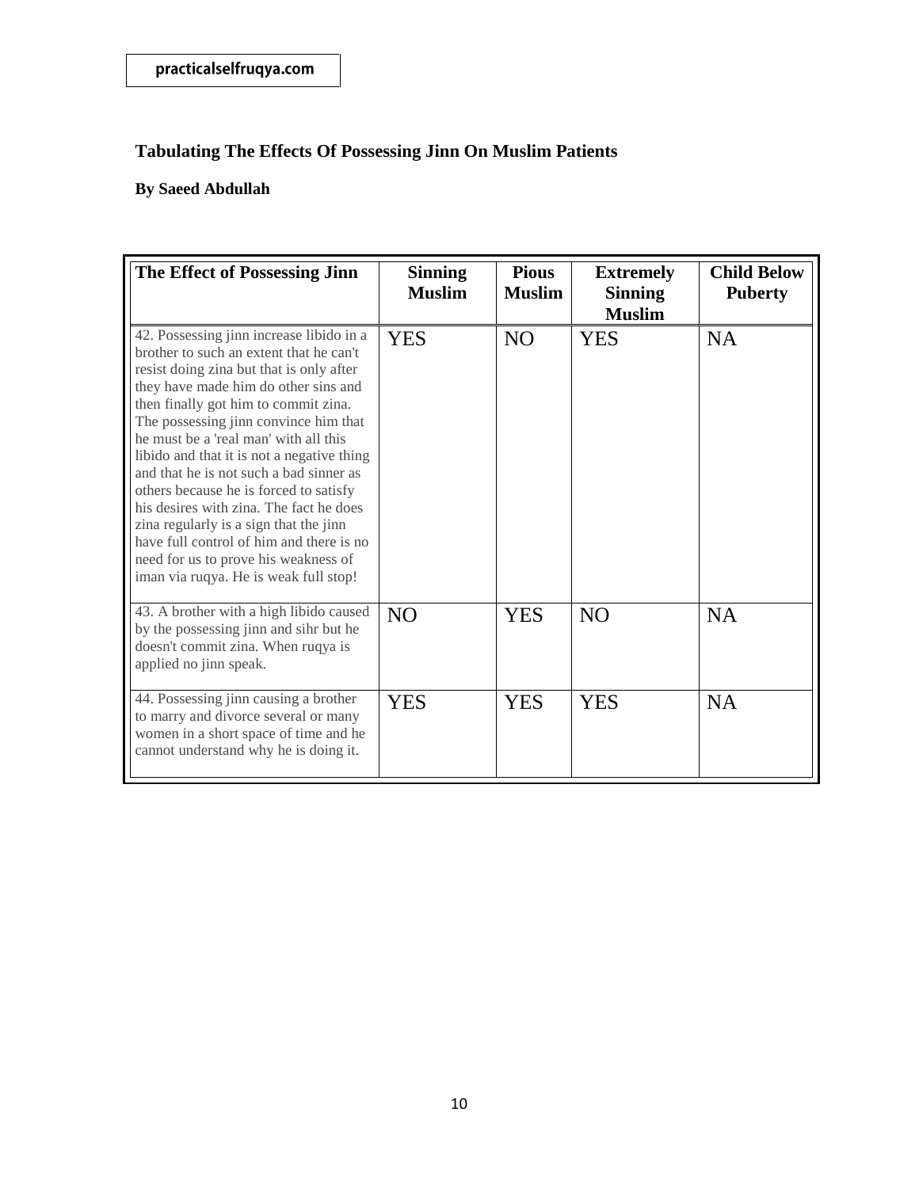## Tabulating The Effects Of Possessing Jinn On Muslim Patients

**By Saeed Abdullah**

| The Effect of Possessing Jinn | Sinning Muslim | Pious Muslim | Extremely Sinning Muslim | Child Below Puberty |
|---|---|---|---|---|
| 42. Possessing jinn increase libido in a brother to such an extent that he can't resist doing zina but that is only after they have made him do other sins and then finally got him to commit zina. The possessing jinn convince him that he must be a 'real man' with all this libido and that it is not a negative thing and that he is not such a bad sinner as others because he is forced to satisfy his desires with zina. The fact he does zina regularly is a sign that the jinn have full control of him and there is no need for us to prove his weakness of iman via ruqya. He is weak full stop! | YES | NO | YES | NA |
| 43. A brother with a high libido caused by the possessing jinn and sihr but he doesn't commit zina. When ruqya is applied no jinn speak. | NO | YES | NO | NA |
| 44. Possessing jinn causing a brother to marry and divorce several or many women in a short space of time and he cannot understand why he is doing it. | YES | YES | YES | NA |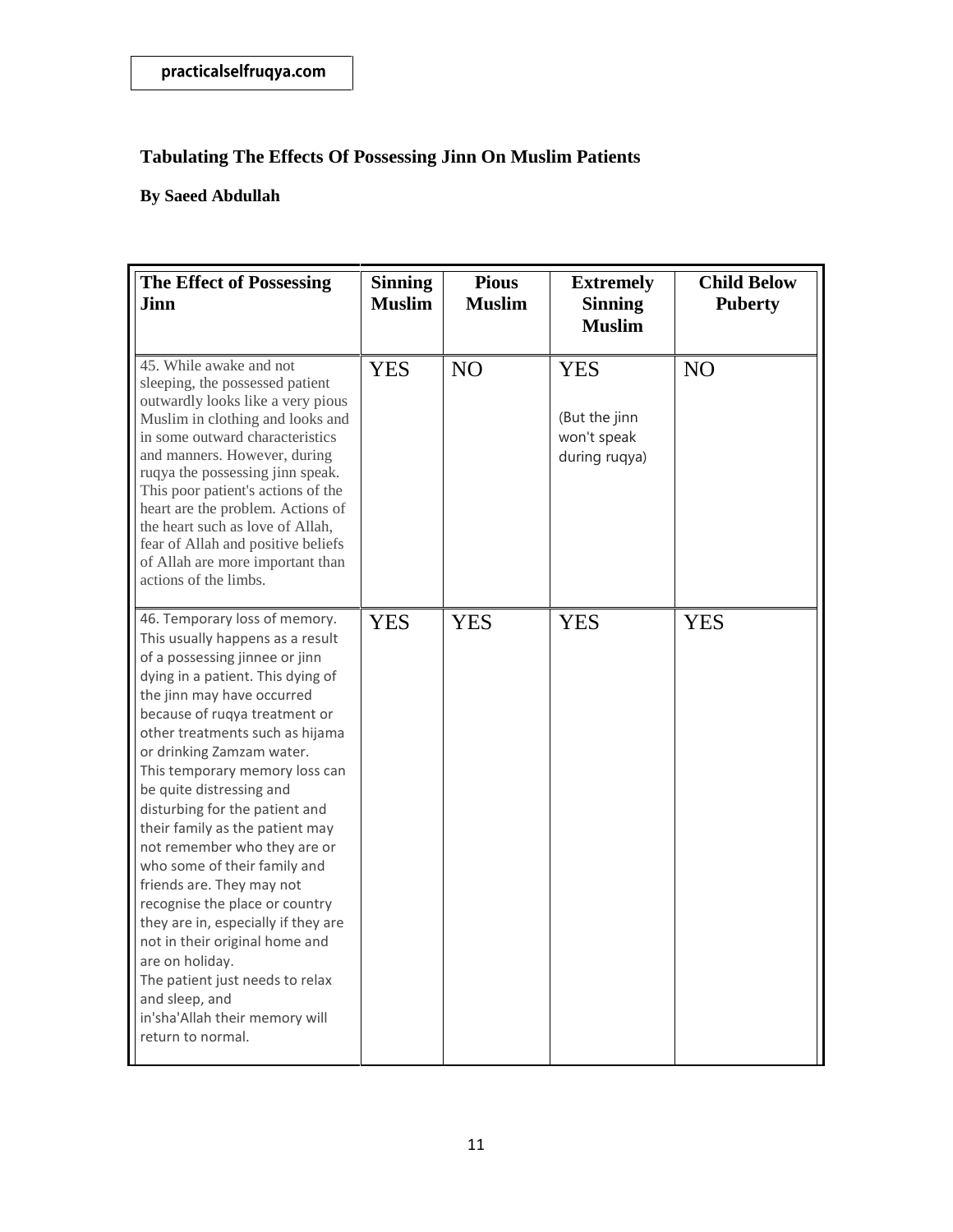practicalselfruqya.com

## Tabulating The Effects Of Possessing Jinn On Muslim Patients

**By Saeed Abdullah**

| The Effect of Possessing Jinn | Sinning Muslim | Pious Muslim | Extremely Sinning Muslim | Child Below Puberty |
|---|---|---|---|---|
| 45. While awake and not sleeping, the possessed patient outwardly looks like a very pious Muslim in clothing and looks and in some outward characteristics and manners. However, during ruqya the possessing jinn speak. This poor patient's actions of the heart are the problem. Actions of the heart such as love of Allah, fear of Allah and positive beliefs of Allah are more important than actions of the limbs. | YES | NO | YES (But the jinn won't speak during ruqya) | NO |
| 46. Temporary loss of memory. This usually happens as a result of a possessing jinnee or jinn dying in a patient. This dying of the jinn may have occurred because of ruqya treatment or other treatments such as hijama or drinking Zamzam water. This temporary memory loss can be quite distressing and disturbing for the patient and their family as the patient may not remember who they are or who some of their family and friends are. They may not recognise the place or country they are in, especially if they are not in their original home and are on holiday. The patient just needs to relax and sleep, and in'sha'Allah their memory will return to normal. | YES | YES | YES | YES |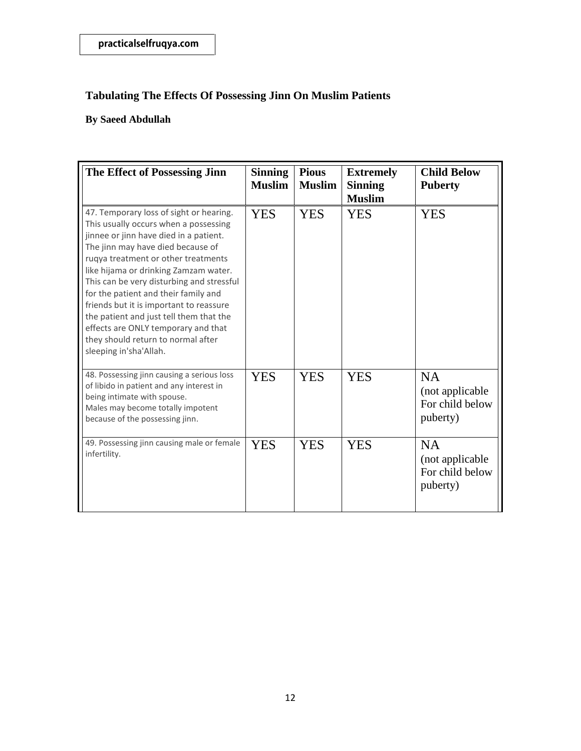practicalselfruqya.com

## Tabulating The Effects Of Possessing Jinn On Muslim Patients

**By Saeed Abdullah**

| The Effect of Possessing Jinn | Sinning Muslim | Pious Muslim | Extremely Sinning Muslim | Child Below Puberty |
|---|---|---|---|---|
| 47. Temporary loss of sight or hearing. This usually occurs when a possessing jinnee or jinn have died in a patient. The jinn may have died because of ruqya treatment or other treatments like hijama or drinking Zamzam water. This can be very disturbing and stressful for the patient and their family and friends but it is important to reassure the patient and just tell them that the effects are ONLY temporary and that they should return to normal after sleeping in'sha'Allah. | YES | YES | YES | YES |
| 48. Possessing jinn causing a serious loss of libido in patient and any interest in being intimate with spouse. Males may become totally impotent because of the possessing jinn. | YES | YES | YES | NA (not applicable For child below puberty) |
| 49. Possessing jinn causing male or female infertility. | YES | YES | YES | NA (not applicable For child below puberty) |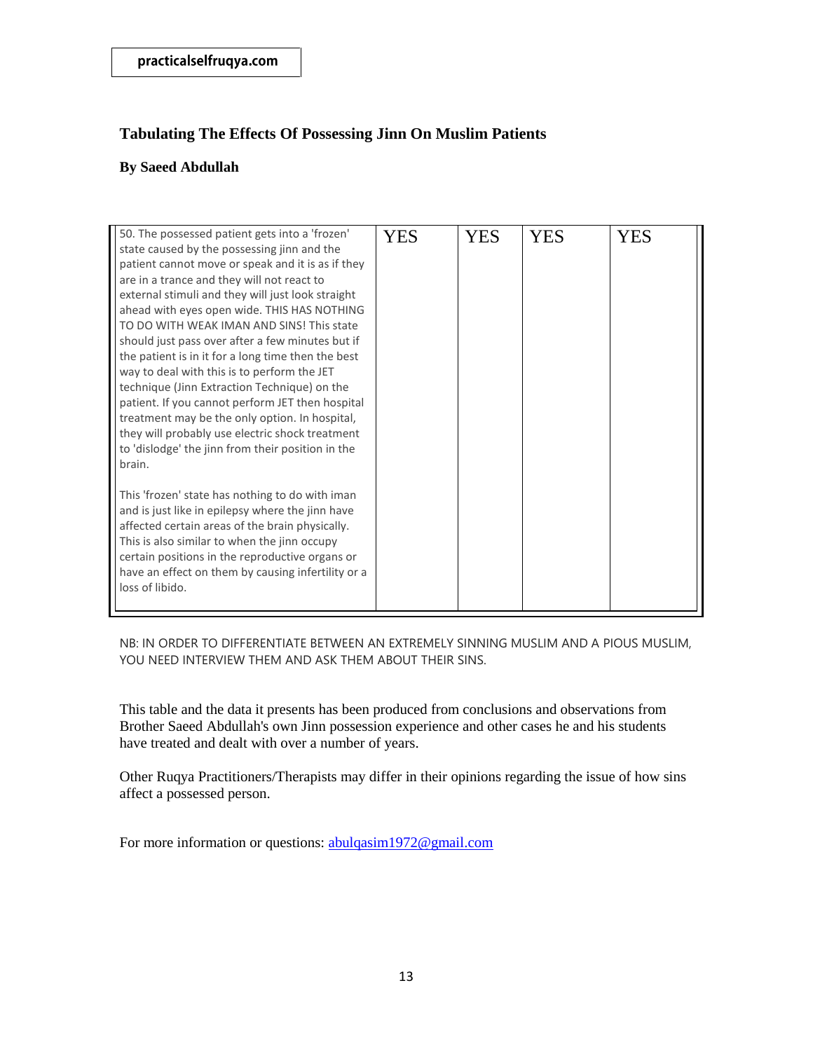practicalselfruqya.com

## Tabulating The Effects Of Possessing Jinn On Muslim Patients

**By Saeed Abdullah**

| | | | | |
|---|---|---|---|---|
| 50. The possessed patient gets into a 'frozen' state caused by the possessing jinn and the patient cannot move or speak and it is as if they are in a trance and they will not react to external stimuli and they will just look straight ahead with eyes open wide. THIS HAS NOTHING TO DO WITH WEAK IMAN AND SINS! This state should just pass over after a few minutes but if the patient is in it for a long time then the best way to deal with this is to perform the JET technique (Jinn Extraction Technique) on the patient. If you cannot perform JET then hospital treatment may be the only option. In hospital, they will probably use electric shock treatment to 'dislodge' the jinn from their position in the brain.<br><br>This 'frozen' state has nothing to do with iman and is just like in epilepsy where the jinn have affected certain areas of the brain physically. This is also similar to when the jinn occupy certain positions in the reproductive organs or have an effect on them by causing infertility or a loss of libido. | YES | YES | YES | YES |

NB: IN ORDER TO DIFFERENTIATE BETWEEN AN EXTREMELY SINNING MUSLIM AND A PIOUS MUSLIM, YOU NEED INTERVIEW THEM AND ASK THEM ABOUT THEIR SINS.

This table and the data it presents has been produced from conclusions and observations from Brother Saeed Abdullah's own Jinn possession experience and other cases he and his students have treated and dealt with over a number of years.

Other Ruqya Practitioners/Therapists may differ in their opinions regarding the issue of how sins affect a possessed person.

For more information or questions: abulqasim1972@gmail.com